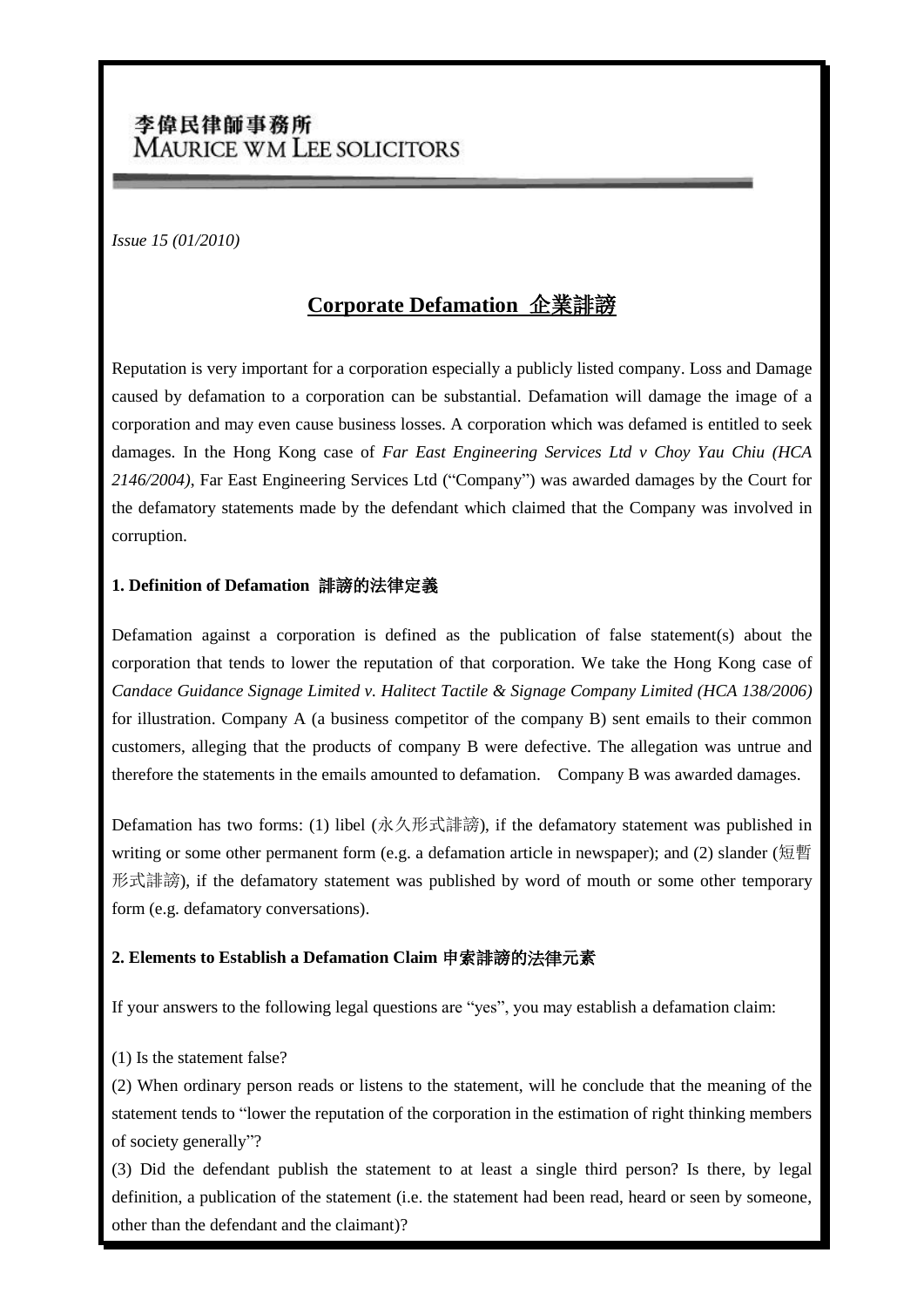李偉民律師事務所
MAURICE WM LEE SOLICITORS

*Issue 15 (01/2010)*

# Corporate Defamation 企業誹謗

Reputation is very important for a corporation especially a publicly listed company. Loss and Damage caused by defamation to a corporation can be substantial. Defamation will damage the image of a corporation and may even cause business losses. A corporation which was defamed is entitled to seek damages. In the Hong Kong case of *Far East Engineering Services Ltd v Choy Yau Chiu (HCA 2146/2004)*, Far East Engineering Services Ltd ("Company") was awarded damages by the Court for the defamatory statements made by the defendant which claimed that the Company was involved in corruption.

### 1. Definition of Defamation 誹謗的法律定義

Defamation against a corporation is defined as the publication of false statement(s) about the corporation that tends to lower the reputation of that corporation. We take the Hong Kong case of *Candace Guidance Signage Limited v. Halitect Tactile & Signage Company Limited (HCA 138/2006)* for illustration. Company A (a business competitor of the company B) sent emails to their common customers, alleging that the products of company B were defective. The allegation was untrue and therefore the statements in the emails amounted to defamation. Company B was awarded damages.

Defamation has two forms: (1) libel (永久形式誹謗), if the defamatory statement was published in writing or some other permanent form (e.g. a defamation article in newspaper); and (2) slander (短暫形式誹謗), if the defamatory statement was published by word of mouth or some other temporary form (e.g. defamatory conversations).

### 2. Elements to Establish a Defamation Claim 申索誹謗的法律元素

If your answers to the following legal questions are "yes", you may establish a defamation claim:

(1) Is the statement false?

(2) When ordinary person reads or listens to the statement, will he conclude that the meaning of the statement tends to "lower the reputation of the corporation in the estimation of right thinking members of society generally"?

(3) Did the defendant publish the statement to at least a single third person? Is there, by legal definition, a publication of the statement (i.e. the statement had been read, heard or seen by someone, other than the defendant and the claimant)?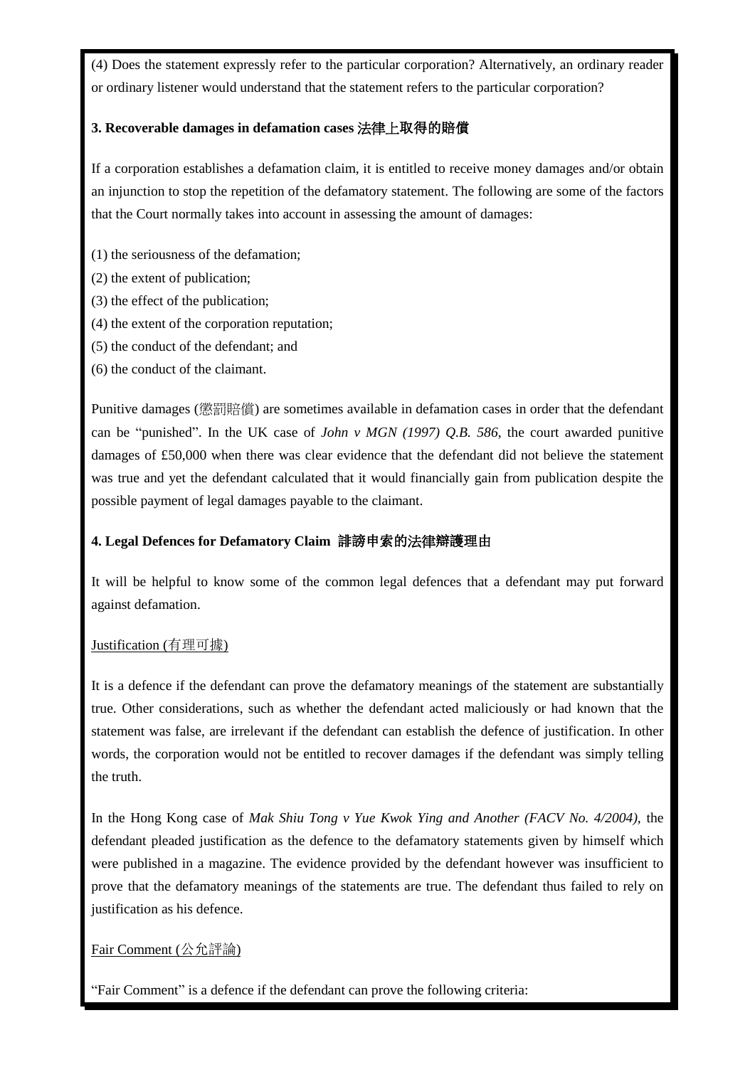(4) Does the statement expressly refer to the particular corporation? Alternatively, an ordinary reader or ordinary listener would understand that the statement refers to the particular corporation?

### 3. Recoverable damages in defamation cases 法律上取得的賠償

If a corporation establishes a defamation claim, it is entitled to receive money damages and/or obtain an injunction to stop the repetition of the defamatory statement. The following are some of the factors that the Court normally takes into account in assessing the amount of damages:

(1) the seriousness of the defamation;
(2) the extent of publication;
(3) the effect of the publication;
(4) the extent of the corporation reputation;
(5) the conduct of the defendant; and
(6) the conduct of the claimant.

Punitive damages (懲罰賠償) are sometimes available in defamation cases in order that the defendant can be "punished". In the UK case of *John v MGN (1997) Q.B. 586*, the court awarded punitive damages of £50,000 when there was clear evidence that the defendant did not believe the statement was true and yet the defendant calculated that it would financially gain from publication despite the possible payment of legal damages payable to the claimant.

### 4. Legal Defences for Defamatory Claim 誹謗申索的法律辯護理由

It will be helpful to know some of the common legal defences that a defendant may put forward against defamation.

<u>Justification (有理可據)</u>

It is a defence if the defendant can prove the defamatory meanings of the statement are substantially true. Other considerations, such as whether the defendant acted maliciously or had known that the statement was false, are irrelevant if the defendant can establish the defence of justification. In other words, the corporation would not be entitled to recover damages if the defendant was simply telling the truth.

In the Hong Kong case of *Mak Shiu Tong v Yue Kwok Ying and Another (FACV No. 4/2004)*, the defendant pleaded justification as the defence to the defamatory statements given by himself which were published in a magazine. The evidence provided by the defendant however was insufficient to prove that the defamatory meanings of the statements are true. The defendant thus failed to rely on justification as his defence.

<u>Fair Comment (公允評論)</u>

"Fair Comment" is a defence if the defendant can prove the following criteria: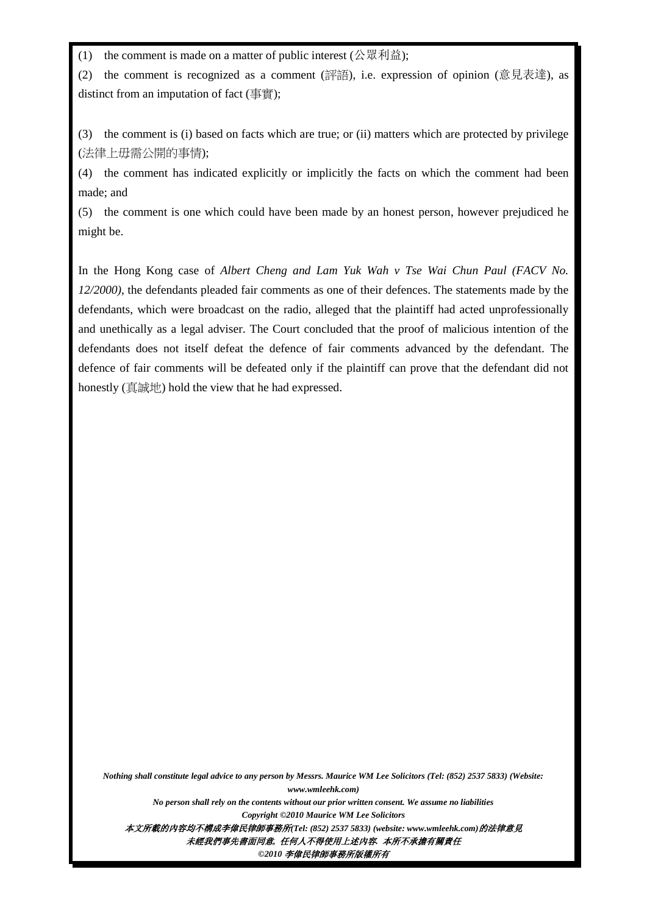(1) the comment is made on a matter of public interest (公眾利益);

(2) the comment is recognized as a comment (評語), i.e. expression of opinion (意見表達), as distinct from an imputation of fact (事實);

(3) the comment is (i) based on facts which are true; or (ii) matters which are protected by privilege (法律上毋需公開的事情);

(4) the comment has indicated explicitly or implicitly the facts on which the comment had been made; and

(5) the comment is one which could have been made by an honest person, however prejudiced he might be.

In the Hong Kong case of *Albert Cheng and Lam Yuk Wah v Tse Wai Chun Paul (FACV No. 12/2000)*, the defendants pleaded fair comments as one of their defences. The statements made by the defendants, which were broadcast on the radio, alleged that the plaintiff had acted unprofessionally and unethically as a legal adviser. The Court concluded that the proof of malicious intention of the defendants does not itself defeat the defence of fair comments advanced by the defendant. The defence of fair comments will be defeated only if the plaintiff can prove that the defendant did not honestly (真誠地) hold the view that he had expressed.

***Nothing shall constitute legal advice to any person by Messrs. Maurice WM Lee Solicitors (Tel: (852) 2537 5833) (Website: www.wmleehk.com)***

***No person shall rely on the contents without our prior written consent. We assume no liabilities***

***Copyright ©2010 Maurice WM Lee Solicitors***

***本文所載的內容均不構成李偉民律師事務所(Tel: (852) 2537 5833) (website: www.wmleehk.com)的法律意見***

***未經我們事先書面同意, 任何人不得使用上述內容. 本所不承擔有關責任***

***©2010 李偉民律師事務所版權所有***